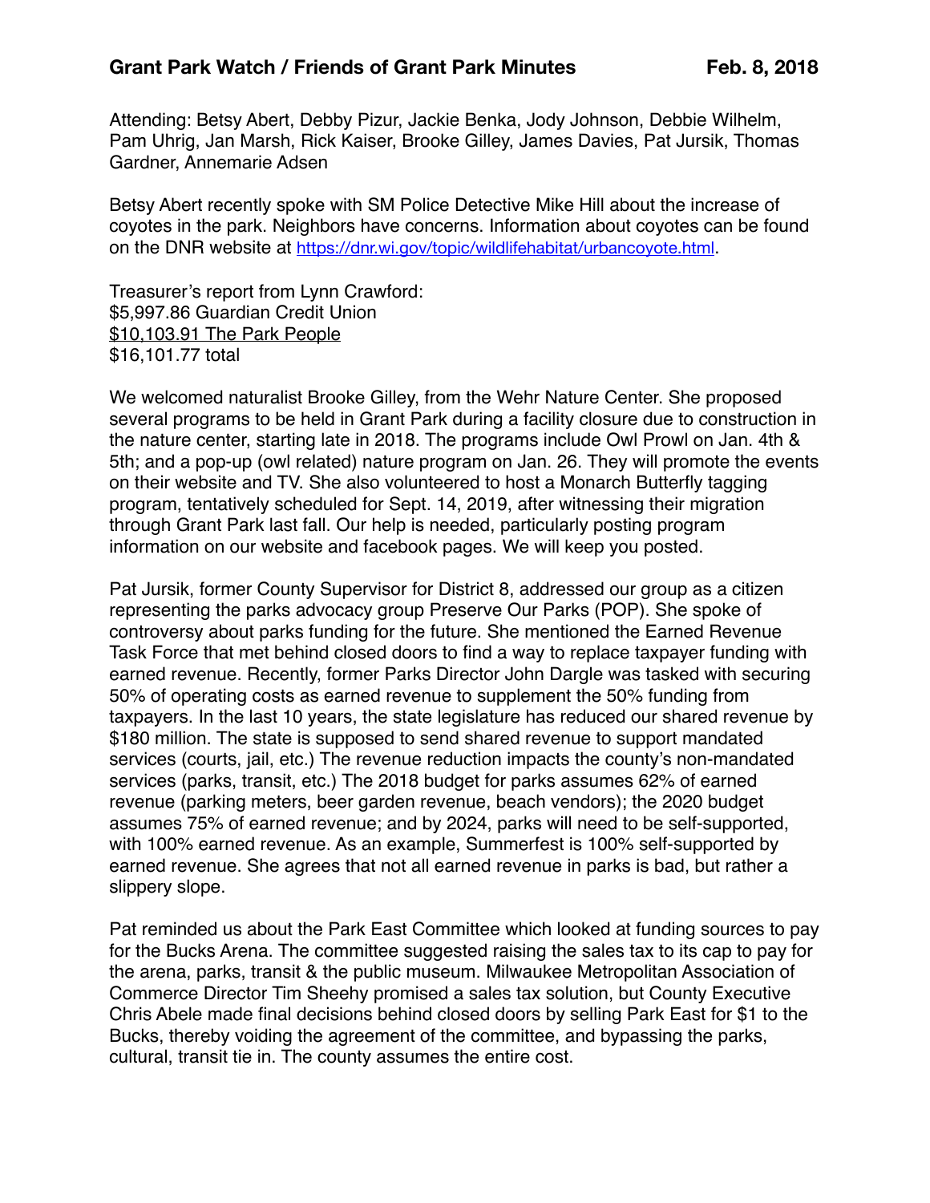**Grant Park Watch / Friends of Grant Park Minutes** **Feb. 8, 2018**

Attending: Betsy Abert, Debby Pizur, Jackie Benka, Jody Johnson, Debbie Wilhelm, Pam Uhrig, Jan Marsh, Rick Kaiser, Brooke Gilley, James Davies, Pat Jursik, Thomas Gardner, Annemarie Adsen

Betsy Abert recently spoke with SM Police Detective Mike Hill about the increase of coyotes in the park. Neighbors have concerns. Information about coyotes can be found on the DNR website at https://dnr.wi.gov/topic/wildlifehabitat/urbancoyote.html.

Treasurer's report from Lynn Crawford:
$5,997.86 Guardian Credit Union
<u>$10,103.91 The Park People</u>
$16,101.77 total

We welcomed naturalist Brooke Gilley, from the Wehr Nature Center. She proposed several programs to be held in Grant Park during a facility closure due to construction in the nature center, starting late in 2018. The programs include Owl Prowl on Jan. 4th & 5th; and a pop-up (owl related) nature program on Jan. 26. They will promote the events on their website and TV. She also volunteered to host a Monarch Butterfly tagging program, tentatively scheduled for Sept. 14, 2019, after witnessing their migration through Grant Park last fall. Our help is needed, particularly posting program information on our website and facebook pages. We will keep you posted.

Pat Jursik, former County Supervisor for District 8, addressed our group as a citizen representing the parks advocacy group Preserve Our Parks (POP). She spoke of controversy about parks funding for the future. She mentioned the Earned Revenue Task Force that met behind closed doors to find a way to replace taxpayer funding with earned revenue. Recently, former Parks Director John Dargle was tasked with securing 50% of operating costs as earned revenue to supplement the 50% funding from taxpayers. In the last 10 years, the state legislature has reduced our shared revenue by $180 million. The state is supposed to send shared revenue to support mandated services (courts, jail, etc.) The revenue reduction impacts the county's non-mandated services (parks, transit, etc.) The 2018 budget for parks assumes 62% of earned revenue (parking meters, beer garden revenue, beach vendors); the 2020 budget assumes 75% of earned revenue; and by 2024, parks will need to be self-supported, with 100% earned revenue. As an example, Summerfest is 100% self-supported by earned revenue. She agrees that not all earned revenue in parks is bad, but rather a slippery slope.

Pat reminded us about the Park East Committee which looked at funding sources to pay for the Bucks Arena. The committee suggested raising the sales tax to its cap to pay for the arena, parks, transit & the public museum. Milwaukee Metropolitan Association of Commerce Director Tim Sheehy promised a sales tax solution, but County Executive Chris Abele made final decisions behind closed doors by selling Park East for $1 to the Bucks, thereby voiding the agreement of the committee, and bypassing the parks, cultural, transit tie in. The county assumes the entire cost.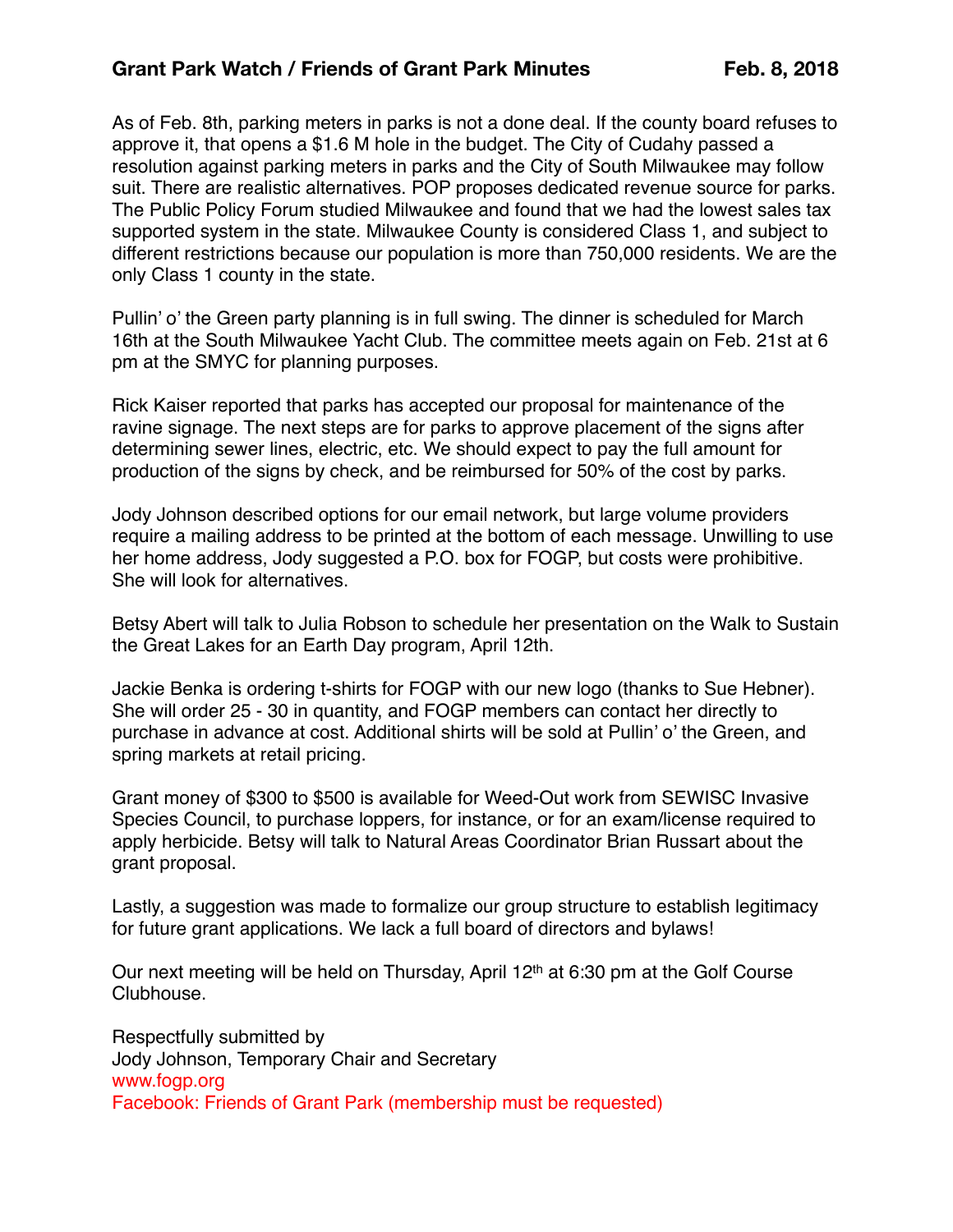**Grant Park Watch / Friends of Grant Park Minutes** **Feb. 8, 2018**

As of Feb. 8th, parking meters in parks is not a done deal. If the county board refuses to approve it, that opens a $1.6 M hole in the budget. The City of Cudahy passed a resolution against parking meters in parks and the City of South Milwaukee may follow suit. There are realistic alternatives. POP proposes dedicated revenue source for parks. The Public Policy Forum studied Milwaukee and found that we had the lowest sales tax supported system in the state. Milwaukee County is considered Class 1, and subject to different restrictions because our population is more than 750,000 residents. We are the only Class 1 county in the state.

Pullin' o' the Green party planning is in full swing. The dinner is scheduled for March 16th at the South Milwaukee Yacht Club. The committee meets again on Feb. 21st at 6 pm at the SMYC for planning purposes.

Rick Kaiser reported that parks has accepted our proposal for maintenance of the ravine signage. The next steps are for parks to approve placement of the signs after determining sewer lines, electric, etc. We should expect to pay the full amount for production of the signs by check, and be reimbursed for 50% of the cost by parks.

Jody Johnson described options for our email network, but large volume providers require a mailing address to be printed at the bottom of each message. Unwilling to use her home address, Jody suggested a P.O. box for FOGP, but costs were prohibitive. She will look for alternatives.

Betsy Abert will talk to Julia Robson to schedule her presentation on the Walk to Sustain the Great Lakes for an Earth Day program, April 12th.

Jackie Benka is ordering t-shirts for FOGP with our new logo (thanks to Sue Hebner). She will order 25 - 30 in quantity, and FOGP members can contact her directly to purchase in advance at cost. Additional shirts will be sold at Pullin' o' the Green, and spring markets at retail pricing.

Grant money of $300 to $500 is available for Weed-Out work from SEWISC Invasive Species Council, to purchase loppers, for instance, or for an exam/license required to apply herbicide. Betsy will talk to Natural Areas Coordinator Brian Russart about the grant proposal.

Lastly, a suggestion was made to formalize our group structure to establish legitimacy for future grant applications. We lack a full board of directors and bylaws!

Our next meeting will be held on Thursday, April 12th at 6:30 pm at the Golf Course Clubhouse.

Respectfully submitted by
Jody Johnson, Temporary Chair and Secretary
www.fogp.org
Facebook: Friends of Grant Park (membership must be requested)